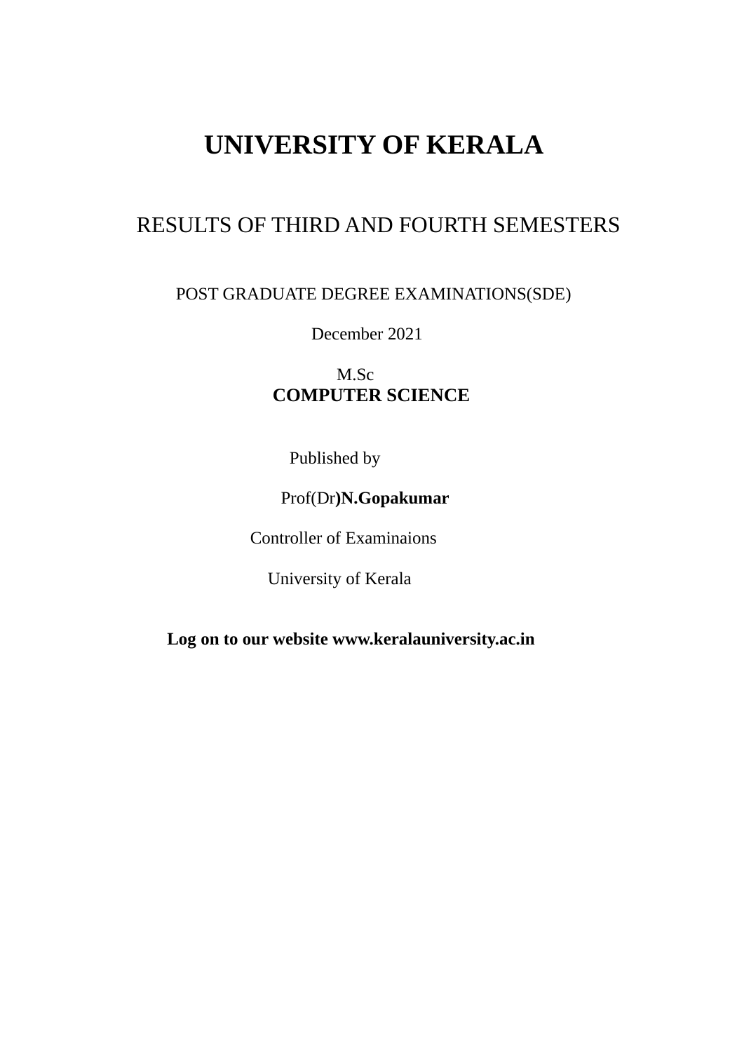# UNIVERSITY OF KERALA

## RESULTS OF THIRD AND FOURTH SEMESTERS

POST GRADUATE DEGREE EXAMINATIONS(SDE)

December 2021

M.Sc
**COMPUTER SCIENCE**

Published by

Prof(Dr**)N.Gopakumar**

Controller of Examinaions

University of Kerala

**Log on to our website www.keralauniversity.ac.in**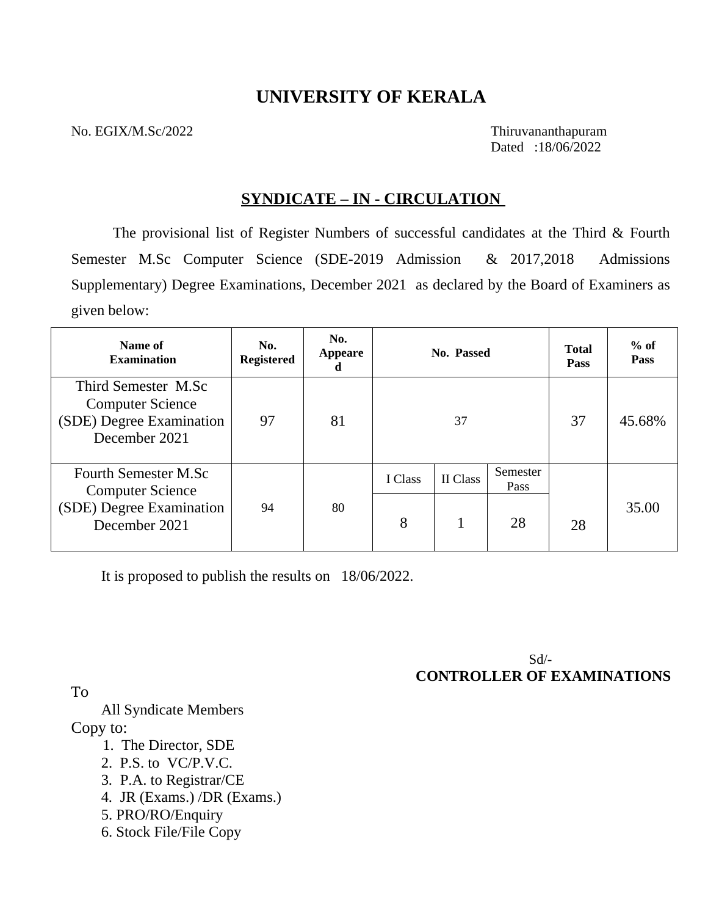# UNIVERSITY OF KERALA

No. EGIX/M.Sc/2022

Thiruvananthapuram
Dated :18/06/2022

## SYNDICATE – IN - CIRCULATION

The provisional list of Register Numbers of successful candidates at the Third & Fourth Semester M.Sc Computer Science (SDE-2019 Admission & 2017,2018 Admissions Supplementary) Degree Examinations, December 2021 as declared by the Board of Examiners as given below:

| Name of Examination | No. Registered | No. Appeared | No. Passed | | | Total Pass | % of Pass |
|---|---|---|---|---|---|---|---|
| Third Semester M.Sc Computer Science (SDE) Degree Examination December 2021 | 97 | 81 | 37 | | | 37 | 45.68% |
| Fourth Semester M.Sc Computer Science (SDE) Degree Examination December 2021 | 94 | 80 | I Class | II Class | Semester Pass | 28 | 35.00 |
| | | | 8 | 1 | 28 | | |

It is proposed to publish the results on 18/06/2022.

Sd/-
**CONTROLLER OF EXAMINATIONS**

To

All Syndicate Members

Copy to:

1. The Director, SDE
2. P.S. to VC/P.V.C.
3. P.A. to Registrar/CE
4. JR (Exams.) /DR (Exams.)
5. PRO/RO/Enquiry
6. Stock File/File Copy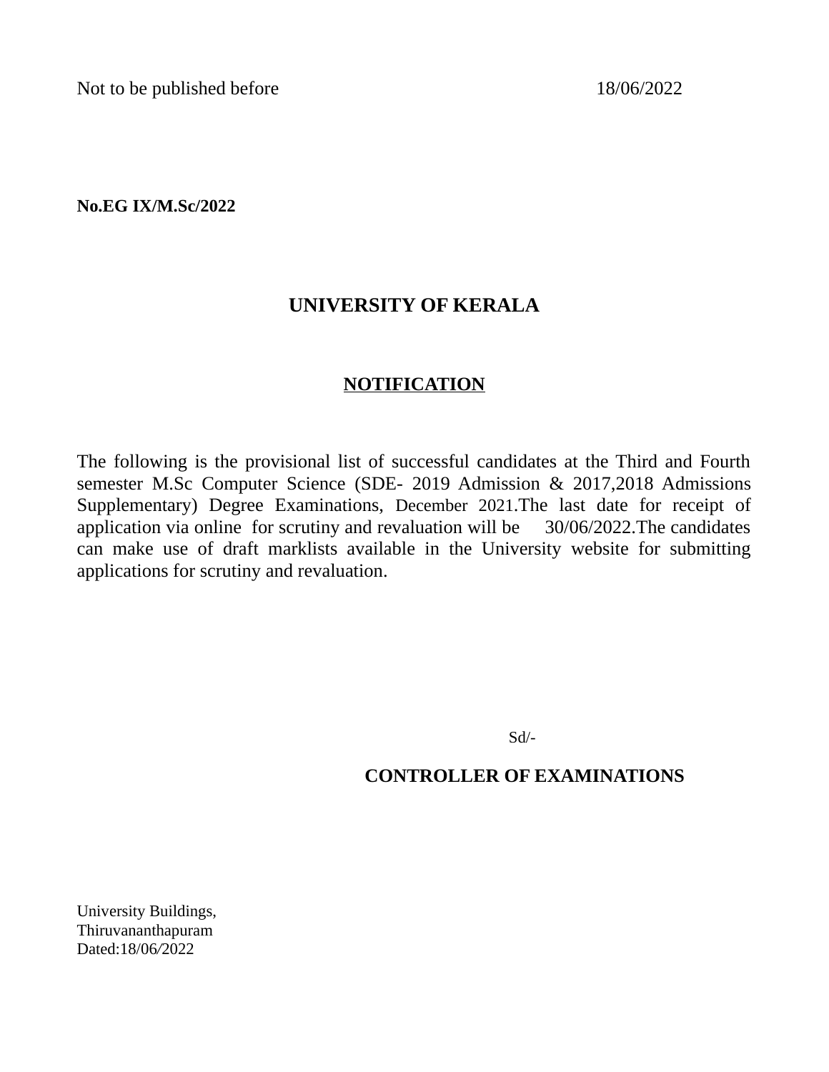Not to be published before 18/06/2022

**No.EG IX/M.Sc/2022**

# UNIVERSITY OF KERALA

## NOTIFICATION

The following is the provisional list of successful candidates at the Third and Fourth semester M.Sc Computer Science (SDE- 2019 Admission & 2017,2018 Admissions Supplementary) Degree Examinations, December 2021.The last date for receipt of application via online for scrutiny and revaluation will be 30/06/2022.The candidates can make use of draft marklists available in the University website for submitting applications for scrutiny and revaluation.

Sd/-

**CONTROLLER OF EXAMINATIONS**

University Buildings,
Thiruvananthapuram
Dated:18/06/2022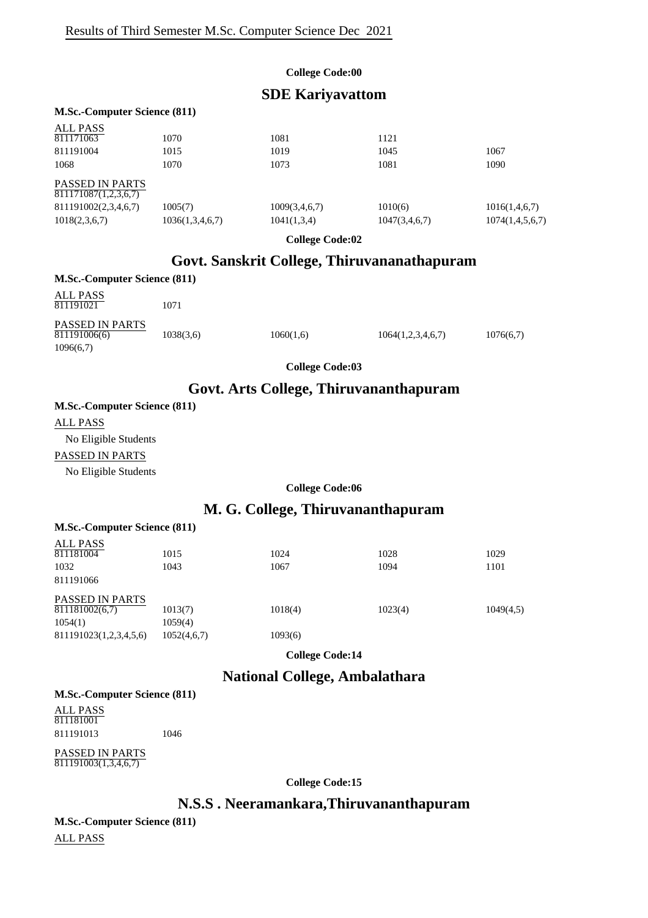Results of Third Semester M.Sc. Computer Science Dec 2021

**College Code:00**

## SDE Kariyavattom

**M.Sc.-Computer Science (811)**

ALL PASS

| | | | | |
|---|---|---|---|---|
| 811171063 | 1070 | 1081 | 1121 | |
| 811191004 | 1015 | 1019 | 1045 | 1067 |
| 1068 | 1070 | 1073 | 1081 | 1090 |

PASSED IN PARTS

| | | | | |
|---|---|---|---|---|
| 811171087(1,2,3,6,7) | | | | |
| 811191002(2,3,4,6,7) | 1005(7) | 1009(3,4,6,7) | 1010(6) | 1016(1,4,6,7) |
| 1018(2,3,6,7) | 1036(1,3,4,6,7) | 1041(1,3,4) | 1047(3,4,6,7) | 1074(1,4,5,6,7) |

**College Code:02**

## Govt. Sanskrit College, Thiruvananathapuram

**M.Sc.-Computer Science (811)**

ALL PASS

| | |
|---|---|
| 811191021 | 1071 |

PASSED IN PARTS

| | | | | |
|---|---|---|---|---|
| 811191006(6) | 1038(3,6) | 1060(1,6) | 1064(1,2,3,4,6,7) | 1076(6,7) |
| 1096(6,7) | | | | |

**College Code:03**

## Govt. Arts College, Thiruvananthapuram

**M.Sc.-Computer Science (811)**

ALL PASS

No Eligible Students

PASSED IN PARTS

No Eligible Students

**College Code:06**

## M. G. College, Thiruvananthapuram

**M.Sc.-Computer Science (811)**

ALL PASS

| | | | | |
|---|---|---|---|---|
| 811181004 | 1015 | 1024 | 1028 | 1029 |
| 1032 | 1043 | 1067 | 1094 | 1101 |
| 811191066 | | | | |

PASSED IN PARTS

| | | | | |
|---|---|---|---|---|
| 811181002(6,7) | 1013(7) | 1018(4) | 1023(4) | 1049(4,5) |
| 1054(1) | 1059(4) | | | |
| 811191023(1,2,3,4,5,6) | 1052(4,6,7) | 1093(6) | | |

**College Code:14**

## National College, Ambalathara

**M.Sc.-Computer Science (811)**

ALL PASS

| | |
|---|---|
| 811181001 | |
| 811191013 | 1046 |

PASSED IN PARTS

811191003(1,3,4,6,7)

**College Code:15**

## N.S.S . Neeramankara,Thiruvananthapuram

**M.Sc.-Computer Science (811)**

ALL PASS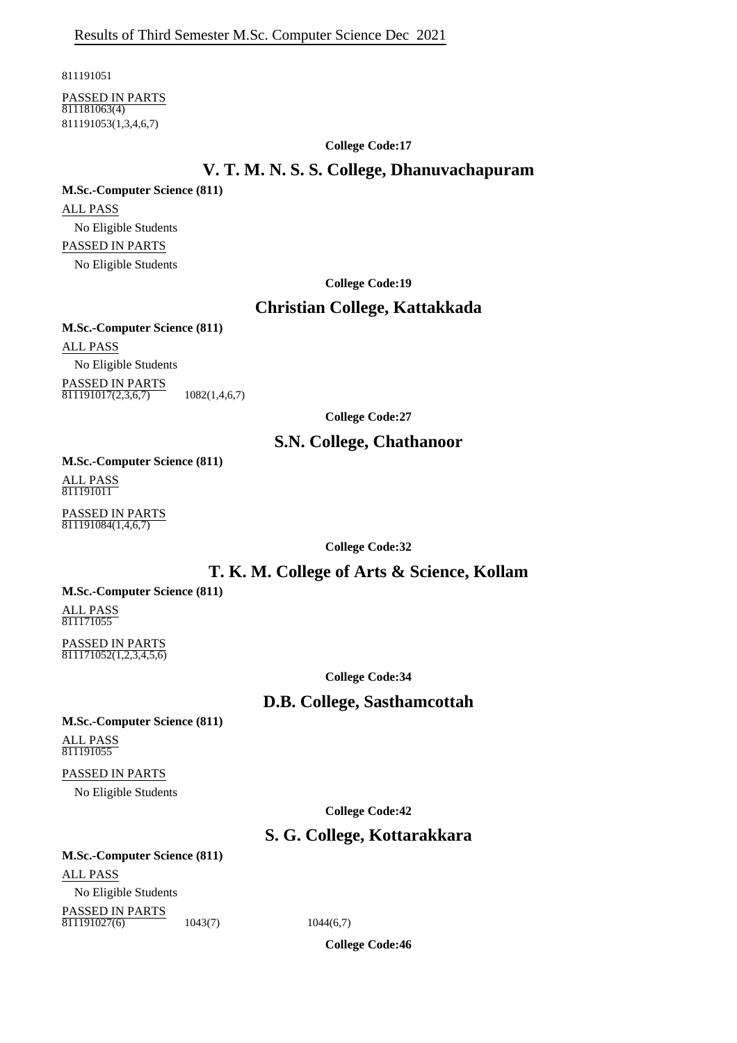811191051

PASSED IN PARTS

811181063(4)
811191053(1,3,4,6,7)

**College Code:17**

## V. T. M. N. S. S. College, Dhanuvachapuram

**M.Sc.-Computer Science (811)**

ALL PASS

No Eligible Students

PASSED IN PARTS

No Eligible Students

**College Code:19**

## Christian College, Kattakkada

**M.Sc.-Computer Science (811)**

ALL PASS

No Eligible Students

PASSED IN PARTS

811191017(2,3,6,7) 1082(1,4,6,7)

**College Code:27**

## S.N. College, Chathanoor

**M.Sc.-Computer Science (811)**

ALL PASS

811191011

PASSED IN PARTS

811191084(1,4,6,7)

**College Code:32**

## T. K. M. College of Arts & Science, Kollam

**M.Sc.-Computer Science (811)**

ALL PASS

811171055

PASSED IN PARTS

811171052(1,2,3,4,5,6)

**College Code:34**

## D.B. College, Sasthamcottah

**M.Sc.-Computer Science (811)**

ALL PASS

811191055

PASSED IN PARTS

No Eligible Students

**College Code:42**

## S. G. College, Kottarakkara

**M.Sc.-Computer Science (811)**

ALL PASS

No Eligible Students

PASSED IN PARTS

811191027(6) 1043(7) 1044(6,7)

**College Code:46**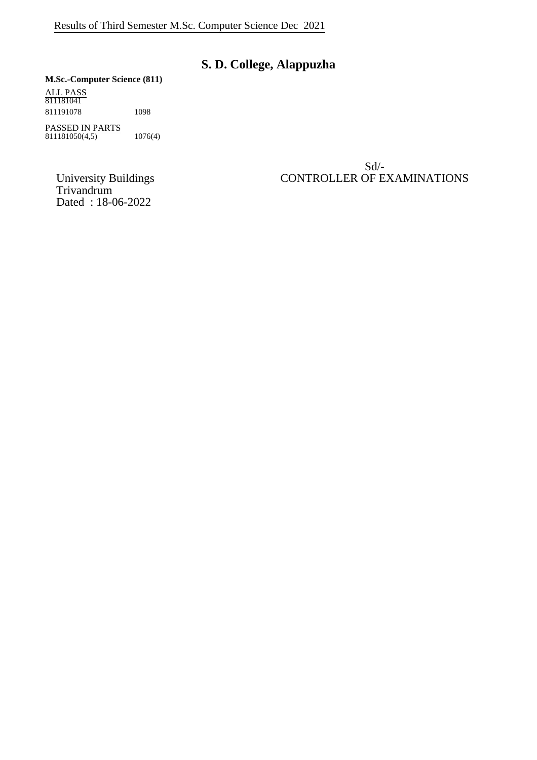Results of Third Semester M.Sc. Computer Science Dec 2021

# S. D. College, Alappuzha

**M.Sc.-Computer Science (811)**

ALL PASS

811181041

811191078 1098

PASSED IN PARTS

811181050(4,5) 1076(4)

Sd/-

CONTROLLER OF EXAMINATIONS

University Buildings
Trivandrum
Dated : 18-06-2022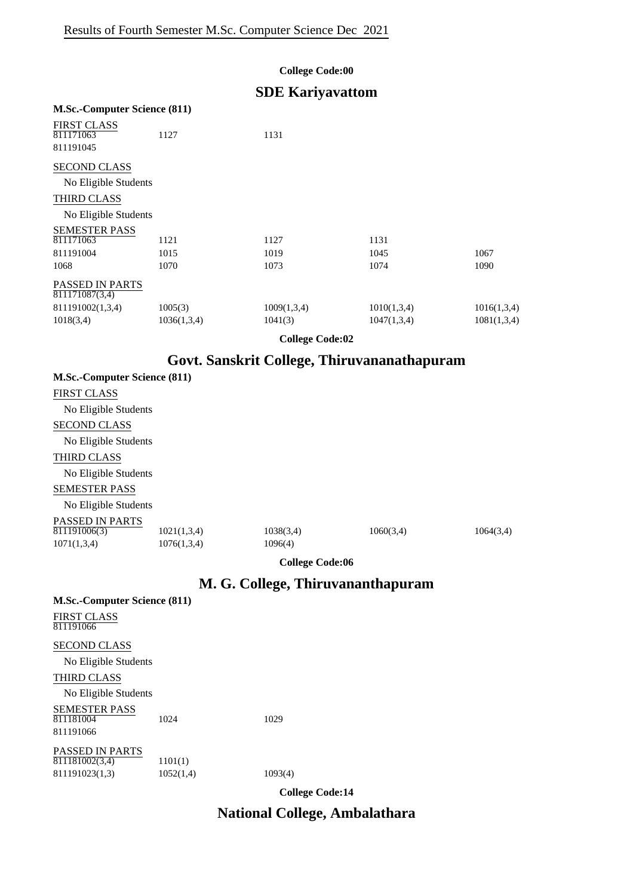Results of Fourth Semester M.Sc. Computer Science Dec 2021

**College Code:00**

## SDE Kariyavattom

**M.Sc.-Computer Science (811)**

FIRST CLASS

| | | | | |
|---|---|---|---|---|
| 811171063 | 1127 | 1131 | | |
| 811191045 | | | | |

SECOND CLASS

No Eligible Students

THIRD CLASS

No Eligible Students

SEMESTER PASS

| | | | | |
|---|---|---|---|---|
| 811171063 | 1121 | 1127 | 1131 | |
| 811191004 | 1015 | 1019 | 1045 | 1067 |
| 1068 | 1070 | 1073 | 1074 | 1090 |

PASSED IN PARTS

| | | | | |
|---|---|---|---|---|
| 811171087(3,4) | | | | |
| 811191002(1,3,4) | 1005(3) | 1009(1,3,4) | 1010(1,3,4) | 1016(1,3,4) |
| 1018(3,4) | 1036(1,3,4) | 1041(3) | 1047(1,3,4) | 1081(1,3,4) |

**College Code:02**

## Govt. Sanskrit College, Thiruvananathapuram

**M.Sc.-Computer Science (811)**

FIRST CLASS

No Eligible Students

SECOND CLASS

No Eligible Students

THIRD CLASS

No Eligible Students

SEMESTER PASS

No Eligible Students

PASSED IN PARTS

| | | | | |
|---|---|---|---|---|
| 811191006(3) | 1021(1,3,4) | 1038(3,4) | 1060(3,4) | 1064(3,4) |
| 1071(1,3,4) | 1076(1,3,4) | 1096(4) | | |

**College Code:06**

## M. G. College, Thiruvananthapuram

**M.Sc.-Computer Science (811)**

FIRST CLASS

811191066

SECOND CLASS

No Eligible Students

THIRD CLASS

No Eligible Students

SEMESTER PASS

| | | |
|---|---|---|
| 811181004 | 1024 | 1029 |
| 811191066 | | |

PASSED IN PARTS

| | | |
|---|---|---|
| 811181002(3,4) | 1101(1) | |
| 811191023(1,3) | 1052(1,4) | 1093(4) |

**College Code:14**

## National College, Ambalathara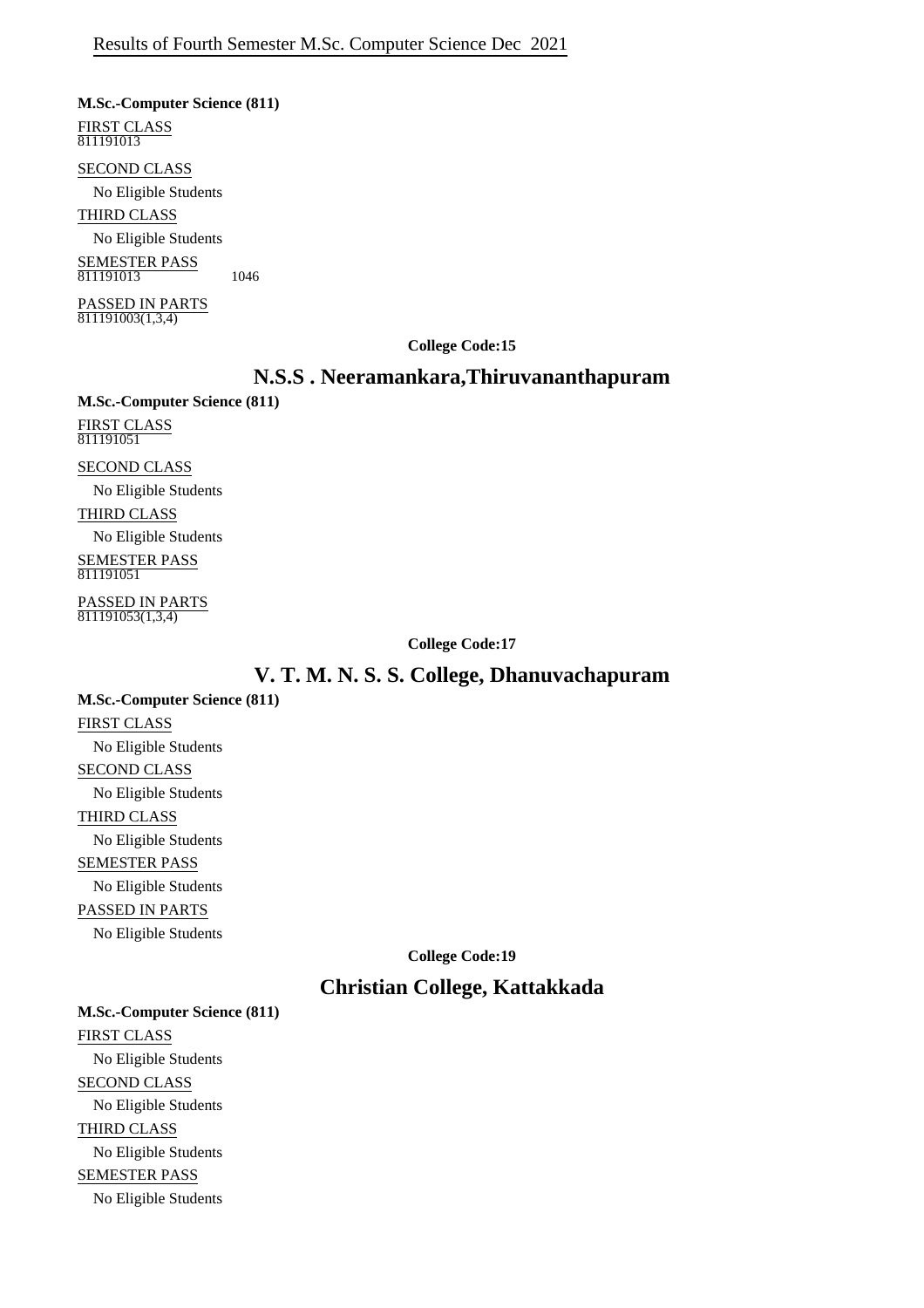Results of Fourth Semester M.Sc. Computer Science Dec 2021

**M.Sc.-Computer Science (811)**

FIRST CLASS
811191013

SECOND CLASS

No Eligible Students

THIRD CLASS

No Eligible Students

SEMESTER PASS
811191013 1046

PASSED IN PARTS
811191003(1,3,4)

**College Code:15**

## N.S.S . Neeramankara,Thiruvananthapuram

**M.Sc.-Computer Science (811)**

FIRST CLASS
811191051

SECOND CLASS

No Eligible Students

THIRD CLASS

No Eligible Students

SEMESTER PASS
811191051

PASSED IN PARTS
811191053(1,3,4)

**College Code:17**

## V. T. M. N. S. S. College, Dhanuvachapuram

**M.Sc.-Computer Science (811)**

FIRST CLASS

No Eligible Students

SECOND CLASS

No Eligible Students

THIRD CLASS

No Eligible Students

SEMESTER PASS

No Eligible Students

PASSED IN PARTS

No Eligible Students

**College Code:19**

## Christian College, Kattakkada

**M.Sc.-Computer Science (811)**

FIRST CLASS

No Eligible Students

SECOND CLASS

No Eligible Students

THIRD CLASS

No Eligible Students

SEMESTER PASS

No Eligible Students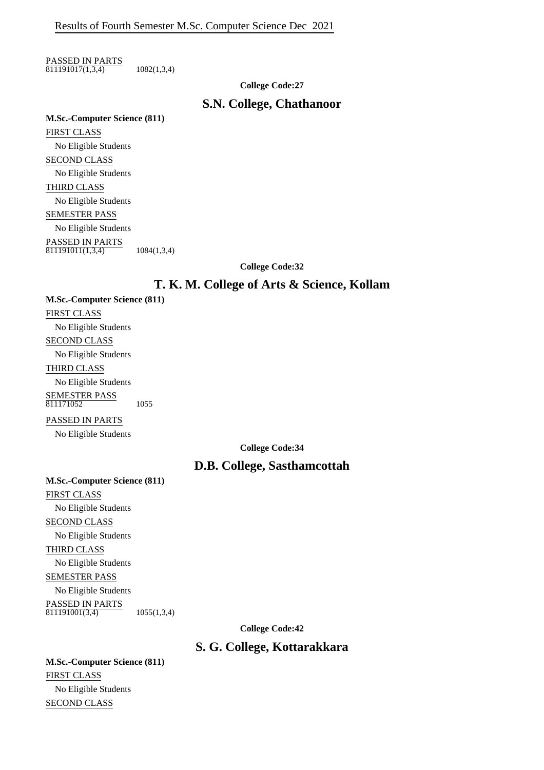PASSED IN PARTS

811191017(1,3,4) 1082(1,3,4)

**College Code:27**

## S.N. College, Chathanoor

**M.Sc.-Computer Science (811)**

FIRST CLASS

No Eligible Students

SECOND CLASS

No Eligible Students

THIRD CLASS

No Eligible Students

SEMESTER PASS

No Eligible Students

PASSED IN PARTS

811191011(1,3,4) 1084(1,3,4)

**College Code:32**

## T. K. M. College of Arts & Science, Kollam

**M.Sc.-Computer Science (811)**

FIRST CLASS

No Eligible Students

SECOND CLASS

No Eligible Students

THIRD CLASS

No Eligible Students

SEMESTER PASS

811171052 1055

PASSED IN PARTS

No Eligible Students

**College Code:34**

## D.B. College, Sasthamcottah

**M.Sc.-Computer Science (811)**

FIRST CLASS

No Eligible Students

SECOND CLASS

No Eligible Students

THIRD CLASS

No Eligible Students

SEMESTER PASS

No Eligible Students

PASSED IN PARTS

811191001(3,4) 1055(1,3,4)

**College Code:42**

## S. G. College, Kottarakkara

**M.Sc.-Computer Science (811)**

FIRST CLASS

No Eligible Students

SECOND CLASS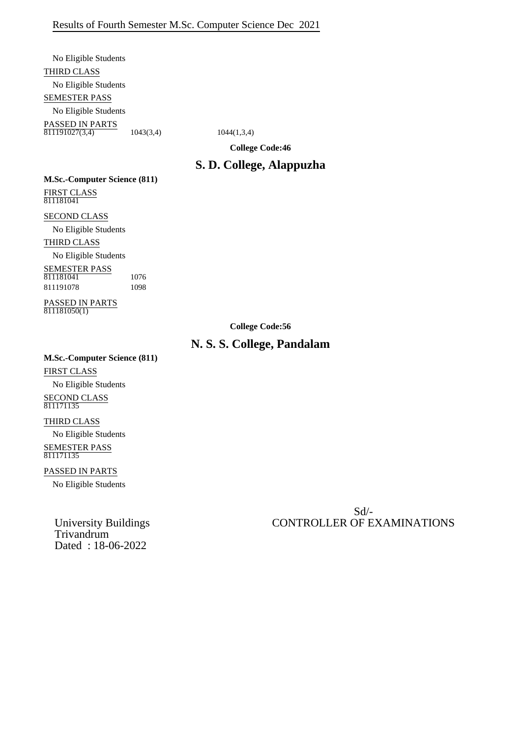No Eligible Students

THIRD CLASS

No Eligible Students

SEMESTER PASS

No Eligible Students

PASSED IN PARTS

| | | |
|---|---|---|
| 811191027(3,4) | 1043(3,4) | 1044(1,3,4) |

**College Code:46**

## S. D. College, Alappuzha

**M.Sc.-Computer Science (811)**

FIRST CLASS

811181041

SECOND CLASS

No Eligible Students

THIRD CLASS

No Eligible Students

SEMESTER PASS

| | |
|---|---|
| 811181041 | 1076 |
| 811191078 | 1098 |

PASSED IN PARTS

811181050(1)

**College Code:56**

## N. S. S. College, Pandalam

**M.Sc.-Computer Science (811)**

FIRST CLASS

No Eligible Students

SECOND CLASS

811171135

THIRD CLASS

No Eligible Students

SEMESTER PASS

811171135

PASSED IN PARTS

No Eligible Students

Sd/-
CONTROLLER OF EXAMINATIONS

University Buildings
Trivandrum
Dated : 18-06-2022